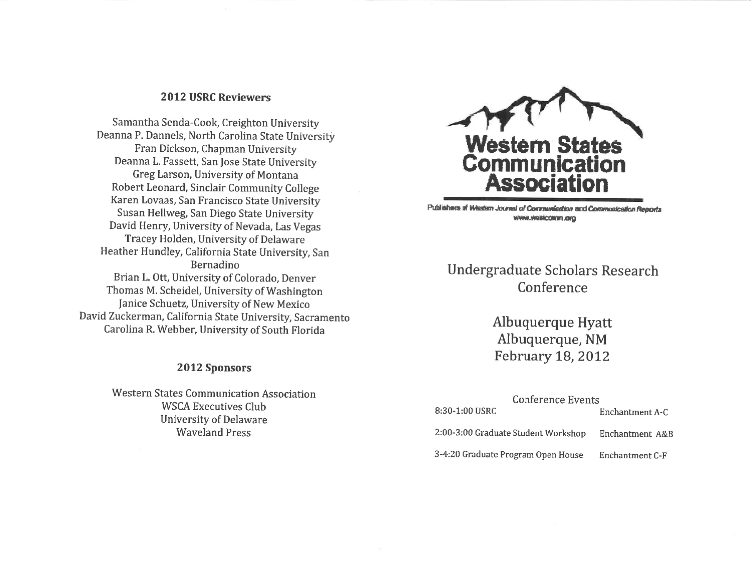## 2012 USRC Reviewers

Samantha Senda-Cook, Creighton University
Deanna P. Dannels, North Carolina State University
Fran Dickson, Chapman University
Deanna L. Fassett, San Jose State University
Greg Larson, University of Montana
Robert Leonard, Sinclair Community College
Karen Lovaas, San Francisco State University
Susan Hellweg, San Diego State University
David Henry, University of Nevada, Las Vegas
Tracey Holden, University of Delaware
Heather Hundley, California State University, San Bernadino
Brian L. Ott, University of Colorado, Denver
Thomas M. Scheidel, University of Washington
Janice Schuetz, University of New Mexico
David Zuckerman, California State University, Sacramento
Carolina R. Webber, University of South Florida

## 2012 Sponsors

Western States Communication Association
WSCA Executives Club
University of Delaware
Waveland Press

# Western States Communication Association

Publishers of *Western Journal of Communication* and *Communication Reports*
www.westcomm.org

# Undergraduate Scholars Research Conference

## Albuquerque Hyatt
## Albuquerque, NM
## February 18, 2012

### Conference Events

| | |
|---|---|
| 8:30-1:00 USRC | Enchantment A-C |
| 2:00-3:00 Graduate Student Workshop | Enchantment A&B |
| 3-4:20 Graduate Program Open House | Enchantment C-F |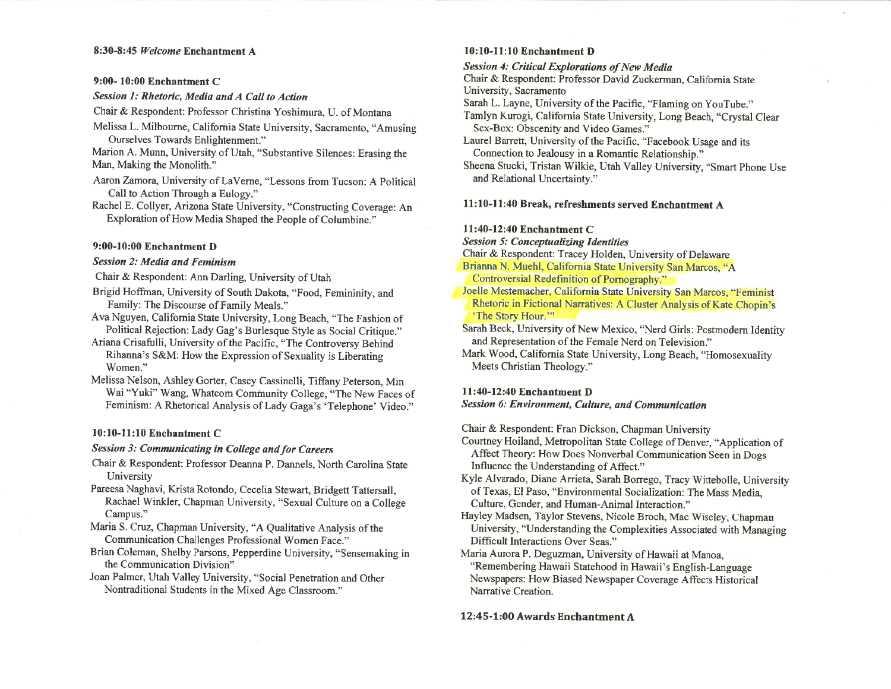**8:30-8:45 *Welcome* Enchantment A**

**9:00- 10:00 Enchantment C**

***Session 1: Rhetoric, Media and A Call to Action***

Chair & Respondent: Professor Christina Yoshimura, U. of Montana

Melissa L. Milbourne, California State University, Sacramento, "Amusing Ourselves Towards Enlightenment."

Marion A. Munn, University of Utah, "Substantive Silences: Erasing the Man, Making the Monolith."

Aaron Zamora, University of LaVerne, "Lessons from Tucson: A Political Call to Action Through a Eulogy."

Rachel E. Collyer, Arizona State University, "Constructing Coverage: An Exploration of How Media Shaped the People of Columbine."

**9:00-10:00 Enchantment D**

***Session 2: Media and Feminism***

Chair & Respondent: Ann Darling, University of Utah

Brigid Hoffman, University of South Dakota, "Food, Femininity, and Family: The Discourse of Family Meals."

Ava Nguyen, California State University, Long Beach, "The Fashion of Political Rejection: Lady Gag's Burlesque Style as Social Critique."

Ariana Crisafulli, University of the Pacific, "The Controversy Behind Rihanna's S&M: How the Expression of Sexuality is Liberating Women."

Melissa Nelson, Ashley Gorter, Casey Cassinelli, Tiffany Peterson, Min Wai "Yuki" Wang, Whatcom Community College, "The New Faces of Feminism: A Rhetorical Analysis of Lady Gaga's 'Telephone' Video."

**10:10-11:10 Enchantment C**

***Session 3: Communicating in College and for Careers***

Chair & Respondent: Professor Deanna P. Dannels, North Carolina State University

Pareesa Naghavi, Krista Rotondo, Cecelia Stewart, Bridgett Tattersall, Rachael Winkler, Chapman University, "Sexual Culture on a College Campus."

Maria S. Cruz, Chapman University, "A Qualitative Analysis of the Communication Challenges Professional Women Face."

Brian Coleman, Shelby Parsons, Pepperdine University, "Sensemaking in the Communication Division"

Joan Palmer, Utah Valley University, "Social Penetration and Other Nontraditional Students in the Mixed Age Classroom."

**10:10-11:10 Enchantment D**

***Session 4: Critical Explorations of New Media***

Chair & Respondent: Professor David Zuckerman, California State University, Sacramento

Sarah L. Layne, University of the Pacific, "Flaming on YouTube."

Tamlyn Kurogi, California State University, Long Beach, "Crystal Clear Sex-Box: Obscenity and Video Games."

Laurel Barrett, University of the Pacific, "Facebook Usage and its Connection to Jealousy in a Romantic Relationship."

Sheena Stucki, Tristan Wilkie, Utah Valley University, "Smart Phone Use and Relational Uncertainty."

**11:10-11:40 Break, refreshments served Enchantment A**

**11:40-12:40 Enchantment C**

***Session 5: Conceptualizing Identities***

Chair & Respondent: Tracey Holden, University of Delaware

Brianna N. Muehl, California State University San Marcos, "A Controversial Redefinition of Pornography."

Joelle Mestemacher, California State University San Marcos, "Feminist Rhetoric in Fictional Narratives: A Cluster Analysis of Kate Chopin's 'The Story Hour.'"

Sarah Beck, University of New Mexico, "Nerd Girls: Postmodern Identity and Representation of the Female Nerd on Television."

Mark Wood, California State University, Long Beach, "Homosexuality Meets Christian Theology."

**11:40-12:40 Enchantment D**

***Session 6: Environment, Culture, and Communication***

Chair & Respondent: Fran Dickson, Chapman University

Courtney Hoiland, Metropolitan State College of Denver, "Application of Affect Theory: How Does Nonverbal Communication Seen in Dogs Influence the Understanding of Affect."

Kyle Alvarado, Diane Arrieta, Sarah Borrego, Tracy Wittebolle, University of Texas, El Paso, "Environmental Socialization: The Mass Media, Culture, Gender, and Human-Animal Interaction."

Hayley Madsen, Taylor Stevens, Nicole Broch, Mac Wiseley, Chapman University, "Understanding the Complexities Associated with Managing Difficult Interactions Over Seas."

Maria Aurora P. Deguzman, University of Hawaii at Manoa, "Remembering Hawaii Statehood in Hawaii's English-Language Newspapers: How Biased Newspaper Coverage Affects Historical Narrative Creation.

**12:45-1:00 Awards Enchantment A**